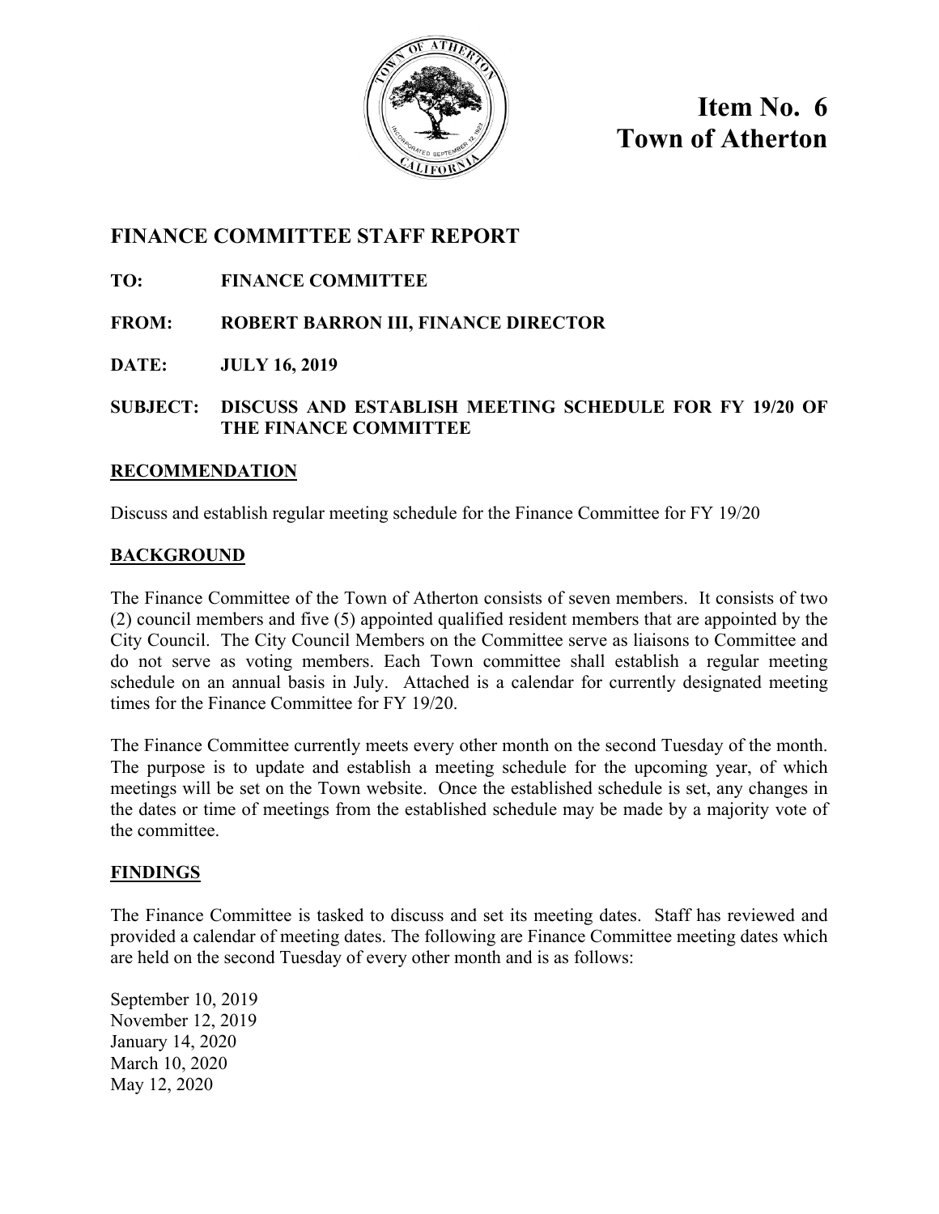# Item No. 6
# Town of Atherton

## FINANCE COMMITTEE STAFF REPORT

**TO:** FINANCE COMMITTEE

**FROM:** ROBERT BARRON III, FINANCE DIRECTOR

**DATE:** JULY 16, 2019

**SUBJECT:** DISCUSS AND ESTABLISH MEETING SCHEDULE FOR FY 19/20 OF THE FINANCE COMMITTEE

### RECOMMENDATION

Discuss and establish regular meeting schedule for the Finance Committee for FY 19/20

### BACKGROUND

The Finance Committee of the Town of Atherton consists of seven members. It consists of two (2) council members and five (5) appointed qualified resident members that are appointed by the City Council. The City Council Members on the Committee serve as liaisons to Committee and do not serve as voting members. Each Town committee shall establish a regular meeting schedule on an annual basis in July. Attached is a calendar for currently designated meeting times for the Finance Committee for FY 19/20.

The Finance Committee currently meets every other month on the second Tuesday of the month. The purpose is to update and establish a meeting schedule for the upcoming year, of which meetings will be set on the Town website. Once the established schedule is set, any changes in the dates or time of meetings from the established schedule may be made by a majority vote of the committee.

### FINDINGS

The Finance Committee is tasked to discuss and set its meeting dates. Staff has reviewed and provided a calendar of meeting dates. The following are Finance Committee meeting dates which are held on the second Tuesday of every other month and is as follows:

September 10, 2019
November 12, 2019
January 14, 2020
March 10, 2020
May 12, 2020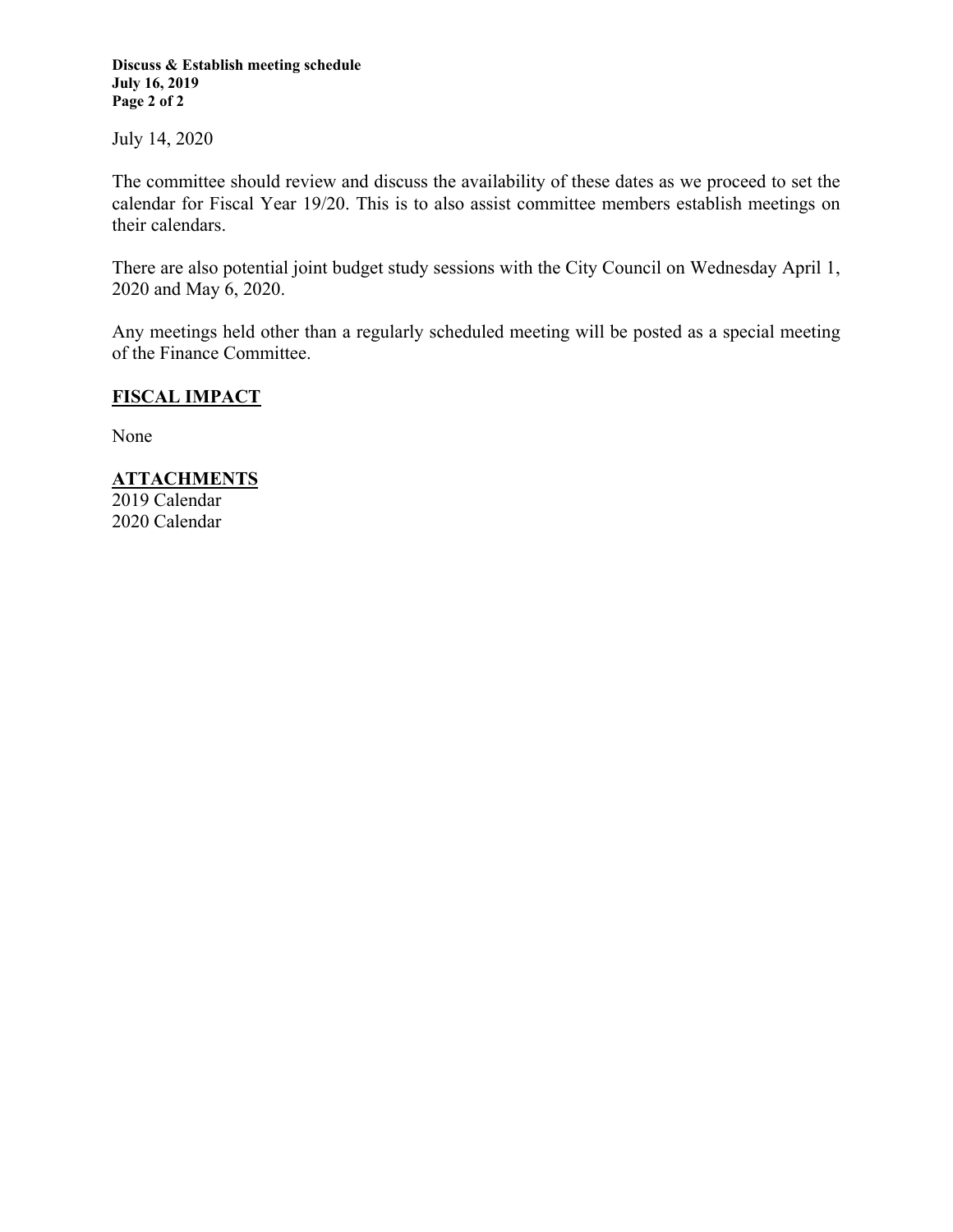July 14, 2020

The committee should review and discuss the availability of these dates as we proceed to set the calendar for Fiscal Year 19/20. This is to also assist committee members establish meetings on their calendars.

There are also potential joint budget study sessions with the City Council on Wednesday April 1, 2020 and May 6, 2020.

Any meetings held other than a regularly scheduled meeting will be posted as a special meeting of the Finance Committee.

## FISCAL IMPACT

None

## ATTACHMENTS

2019 Calendar
2020 Calendar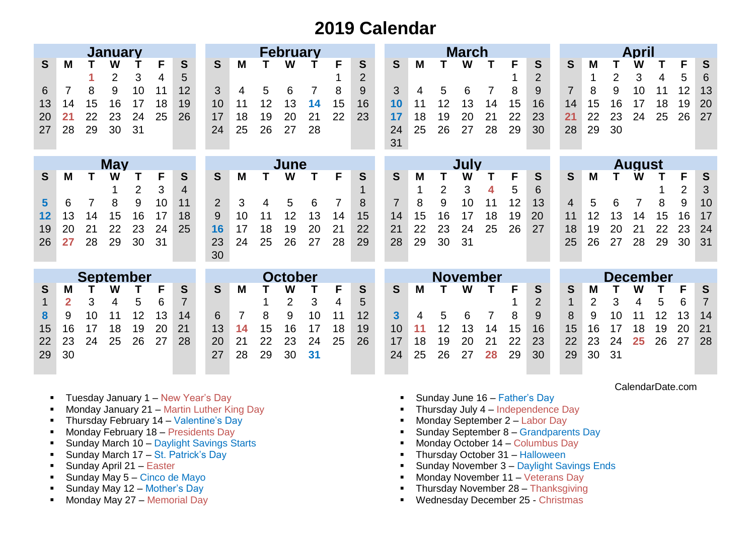# 2019 Calendar

## January

| S | M | T | W | T | F | S |
|---|---|---|---|---|---|---|
| | | 1 | 2 | 3 | 4 | 5 |
| 6 | 7 | 8 | 9 | 10 | 11 | 12 |
| 13 | 14 | 15 | 16 | 17 | 18 | 19 |
| 20 | 21 | 22 | 23 | 24 | 25 | 26 |
| 27 | 28 | 29 | 30 | 31 | | |

## February

| S | M | T | W | T | F | S |
|---|---|---|---|---|---|---|
| | | | | | 1 | 2 |
| 3 | 4 | 5 | 6 | 7 | 8 | 9 |
| 10 | 11 | 12 | 13 | 14 | 15 | 16 |
| 17 | 18 | 19 | 20 | 21 | 22 | 23 |
| 24 | 25 | 26 | 27 | 28 | | |

## March

| S | M | T | W | T | F | S |
|---|---|---|---|---|---|---|
| | | | | | 1 | 2 |
| 3 | 4 | 5 | 6 | 7 | 8 | 9 |
| 10 | 11 | 12 | 13 | 14 | 15 | 16 |
| 17 | 18 | 19 | 20 | 21 | 22 | 23 |
| 24 | 25 | 26 | 27 | 28 | 29 | 30 |
| 31 | | | | | | |

## April

| S | M | T | W | T | F | S |
|---|---|---|---|---|---|---|
| | 1 | 2 | 3 | 4 | 5 | 6 |
| 7 | 8 | 9 | 10 | 11 | 12 | 13 |
| 14 | 15 | 16 | 17 | 18 | 19 | 20 |
| 21 | 22 | 23 | 24 | 25 | 26 | 27 |
| 28 | 29 | 30 | | | | |

## May

| S | M | T | W | T | F | S |
|---|---|---|---|---|---|---|
| | | | 1 | 2 | 3 | 4 |
| 5 | 6 | 7 | 8 | 9 | 10 | 11 |
| 12 | 13 | 14 | 15 | 16 | 17 | 18 |
| 19 | 20 | 21 | 22 | 23 | 24 | 25 |
| 26 | 27 | 28 | 29 | 30 | 31 | |

## June

| S | M | T | W | T | F | S |
|---|---|---|---|---|---|---|
| | | | | | | 1 |
| 2 | 3 | 4 | 5 | 6 | 7 | 8 |
| 9 | 10 | 11 | 12 | 13 | 14 | 15 |
| 16 | 17 | 18 | 19 | 20 | 21 | 22 |
| 23 | 24 | 25 | 26 | 27 | 28 | 29 |
| 30 | | | | | | |

## July

| S | M | T | W | T | F | S |
|---|---|---|---|---|---|---|
| | 1 | 2 | 3 | 4 | 5 | 6 |
| 7 | 8 | 9 | 10 | 11 | 12 | 13 |
| 14 | 15 | 16 | 17 | 18 | 19 | 20 |
| 21 | 22 | 23 | 24 | 25 | 26 | 27 |
| 28 | 29 | 30 | 31 | | | |

## August

| S | M | T | W | T | F | S |
|---|---|---|---|---|---|---|
| | | | | 1 | 2 | 3 |
| 4 | 5 | 6 | 7 | 8 | 9 | 10 |
| 11 | 12 | 13 | 14 | 15 | 16 | 17 |
| 18 | 19 | 20 | 21 | 22 | 23 | 24 |
| 25 | 26 | 27 | 28 | 29 | 30 | 31 |

## September

| S | M | T | W | T | F | S |
|---|---|---|---|---|---|---|
| 1 | 2 | 3 | 4 | 5 | 6 | 7 |
| 8 | 9 | 10 | 11 | 12 | 13 | 14 |
| 15 | 16 | 17 | 18 | 19 | 20 | 21 |
| 22 | 23 | 24 | 25 | 26 | 27 | 28 |
| 29 | 30 | | | | | |

## October

| S | M | T | W | T | F | S |
|---|---|---|---|---|---|---|
| | | 1 | 2 | 3 | 4 | 5 |
| 6 | 7 | 8 | 9 | 10 | 11 | 12 |
| 13 | 14 | 15 | 16 | 17 | 18 | 19 |
| 20 | 21 | 22 | 23 | 24 | 25 | 26 |
| 27 | 28 | 29 | 30 | 31 | | |

## November

| S | M | T | W | T | F | S |
|---|---|---|---|---|---|---|
| | | | | | 1 | 2 |
| 3 | 4 | 5 | 6 | 7 | 8 | 9 |
| 10 | 11 | 12 | 13 | 14 | 15 | 16 |
| 17 | 18 | 19 | 20 | 21 | 22 | 23 |
| 24 | 25 | 26 | 27 | 28 | 29 | 30 |

## December

| S | M | T | W | T | F | S |
|---|---|---|---|---|---|---|
| 1 | 2 | 3 | 4 | 5 | 6 | 7 |
| 8 | 9 | 10 | 11 | 12 | 13 | 14 |
| 15 | 16 | 17 | 18 | 19 | 20 | 21 |
| 22 | 23 | 24 | 25 | 26 | 27 | 28 |
| 29 | 30 | 31 | | | | |

CalendarDate.com

- Tuesday January 1 – New Year's Day
- Monday January 21 – Martin Luther King Day
- Thursday February 14 – Valentine's Day
- Monday February 18 – Presidents Day
- Sunday March 10 – Daylight Savings Starts
- Sunday March 17 – St. Patrick's Day
- Sunday April 21 – Easter
- Sunday May 5 – Cinco de Mayo
- Sunday May 12 – Mother's Day
- Monday May 27 – Memorial Day
- Sunday June 16 – Father's Day
- Thursday July 4 – Independence Day
- Monday September 2 – Labor Day
- Sunday September 8 – Grandparents Day
- Monday October 14 – Columbus Day
- Thursday October 31 – Halloween
- Sunday November 3 – Daylight Savings Ends
- Monday November 11 – Veterans Day
- Thursday November 28 – Thanksgiving
- Wednesday December 25 - Christmas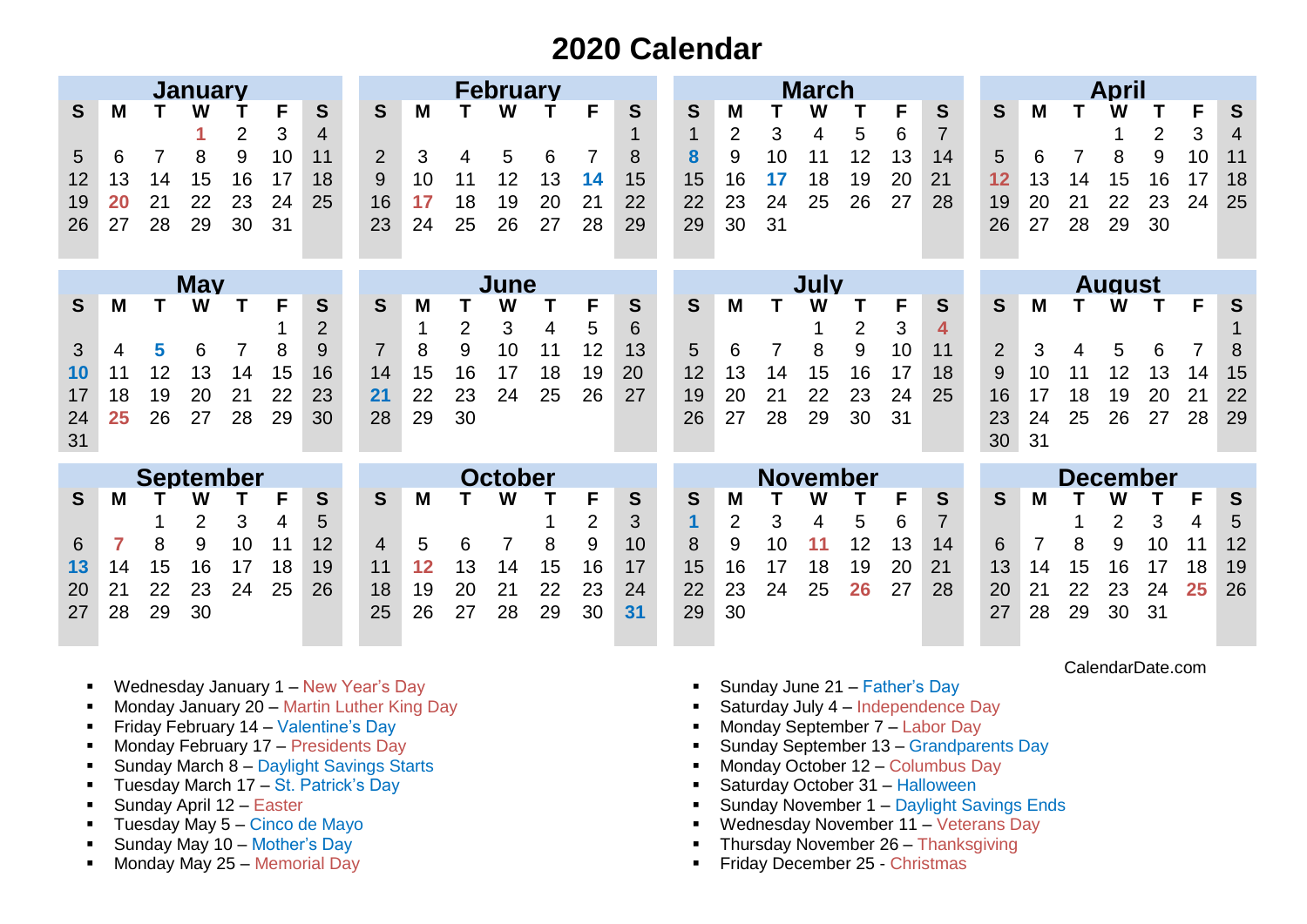# 2020 Calendar

## January

| S | M | T | W | T | F | S |
|---|---|---|---|---|---|---|
| | | | 1 | 2 | 3 | 4 |
| 5 | 6 | 7 | 8 | 9 | 10 | 11 |
| 12 | 13 | 14 | 15 | 16 | 17 | 18 |
| 19 | 20 | 21 | 22 | 23 | 24 | 25 |
| 26 | 27 | 28 | 29 | 30 | 31 | |

## February

| S | M | T | W | T | F | S |
|---|---|---|---|---|---|---|
| | | | | | | 1 |
| 2 | 3 | 4 | 5 | 6 | 7 | 8 |
| 9 | 10 | 11 | 12 | 13 | 14 | 15 |
| 16 | 17 | 18 | 19 | 20 | 21 | 22 |
| 23 | 24 | 25 | 26 | 27 | 28 | 29 |

## March

| S | M | T | W | T | F | S |
|---|---|---|---|---|---|---|
| 1 | 2 | 3 | 4 | 5 | 6 | 7 |
| 8 | 9 | 10 | 11 | 12 | 13 | 14 |
| 15 | 16 | 17 | 18 | 19 | 20 | 21 |
| 22 | 23 | 24 | 25 | 26 | 27 | 28 |
| 29 | 30 | 31 | | | | |

## April

| S | M | T | W | T | F | S |
|---|---|---|---|---|---|---|
| | | | 1 | 2 | 3 | 4 |
| 5 | 6 | 7 | 8 | 9 | 10 | 11 |
| 12 | 13 | 14 | 15 | 16 | 17 | 18 |
| 19 | 20 | 21 | 22 | 23 | 24 | 25 |
| 26 | 27 | 28 | 29 | 30 | | |

## May

| S | M | T | W | T | F | S |
|---|---|---|---|---|---|---|
| | | | | | 1 | 2 |
| 3 | 4 | 5 | 6 | 7 | 8 | 9 |
| 10 | 11 | 12 | 13 | 14 | 15 | 16 |
| 17 | 18 | 19 | 20 | 21 | 22 | 23 |
| 24 | 25 | 26 | 27 | 28 | 29 | 30 |
| 31 | | | | | | |

## June

| S | M | T | W | T | F | S |
|---|---|---|---|---|---|---|
| | 1 | 2 | 3 | 4 | 5 | 6 |
| 7 | 8 | 9 | 10 | 11 | 12 | 13 |
| 14 | 15 | 16 | 17 | 18 | 19 | 20 |
| 21 | 22 | 23 | 24 | 25 | 26 | 27 |
| 28 | 29 | 30 | | | | |

## July

| S | M | T | W | T | F | S |
|---|---|---|---|---|---|---|
| | | | 1 | 2 | 3 | 4 |
| 5 | 6 | 7 | 8 | 9 | 10 | 11 |
| 12 | 13 | 14 | 15 | 16 | 17 | 18 |
| 19 | 20 | 21 | 22 | 23 | 24 | 25 |
| 26 | 27 | 28 | 29 | 30 | 31 | |

## August

| S | M | T | W | T | F | S |
|---|---|---|---|---|---|---|
| | | | | | | 1 |
| 2 | 3 | 4 | 5 | 6 | 7 | 8 |
| 9 | 10 | 11 | 12 | 13 | 14 | 15 |
| 16 | 17 | 18 | 19 | 20 | 21 | 22 |
| 23 | 24 | 25 | 26 | 27 | 28 | 29 |
| 30 | 31 | | | | | |

## September

| S | M | T | W | T | F | S |
|---|---|---|---|---|---|---|
| | | 1 | 2 | 3 | 4 | 5 |
| 6 | 7 | 8 | 9 | 10 | 11 | 12 |
| 13 | 14 | 15 | 16 | 17 | 18 | 19 |
| 20 | 21 | 22 | 23 | 24 | 25 | 26 |
| 27 | 28 | 29 | 30 | | | |

## October

| S | M | T | W | T | F | S |
|---|---|---|---|---|---|---|
| | | | | 1 | 2 | 3 |
| 4 | 5 | 6 | 7 | 8 | 9 | 10 |
| 11 | 12 | 13 | 14 | 15 | 16 | 17 |
| 18 | 19 | 20 | 21 | 22 | 23 | 24 |
| 25 | 26 | 27 | 28 | 29 | 30 | 31 |

## November

| S | M | T | W | T | F | S |
|---|---|---|---|---|---|---|
| 1 | 2 | 3 | 4 | 5 | 6 | 7 |
| 8 | 9 | 10 | 11 | 12 | 13 | 14 |
| 15 | 16 | 17 | 18 | 19 | 20 | 21 |
| 22 | 23 | 24 | 25 | 26 | 27 | 28 |
| 29 | 30 | | | | | |

## December

| S | M | T | W | T | F | S |
|---|---|---|---|---|---|---|
| | | 1 | 2 | 3 | 4 | 5 |
| 6 | 7 | 8 | 9 | 10 | 11 | 12 |
| 13 | 14 | 15 | 16 | 17 | 18 | 19 |
| 20 | 21 | 22 | 23 | 24 | 25 | 26 |
| 27 | 28 | 29 | 30 | 31 | | |

CalendarDate.com

- Wednesday January 1 – New Year's Day
- Monday January 20 – Martin Luther King Day
- Friday February 14 – Valentine's Day
- Monday February 17 – Presidents Day
- Sunday March 8 – Daylight Savings Starts
- Tuesday March 17 – St. Patrick's Day
- Sunday April 12 – Easter
- Tuesday May 5 – Cinco de Mayo
- Sunday May 10 – Mother's Day
- Monday May 25 – Memorial Day
- Sunday June 21 – Father's Day
- Saturday July 4 – Independence Day
- Monday September 7 – Labor Day
- Sunday September 13 – Grandparents Day
- Monday October 12 – Columbus Day
- Saturday October 31 – Halloween
- Sunday November 1 – Daylight Savings Ends
- Wednesday November 11 – Veterans Day
- Thursday November 26 – Thanksgiving
- Friday December 25 - Christmas